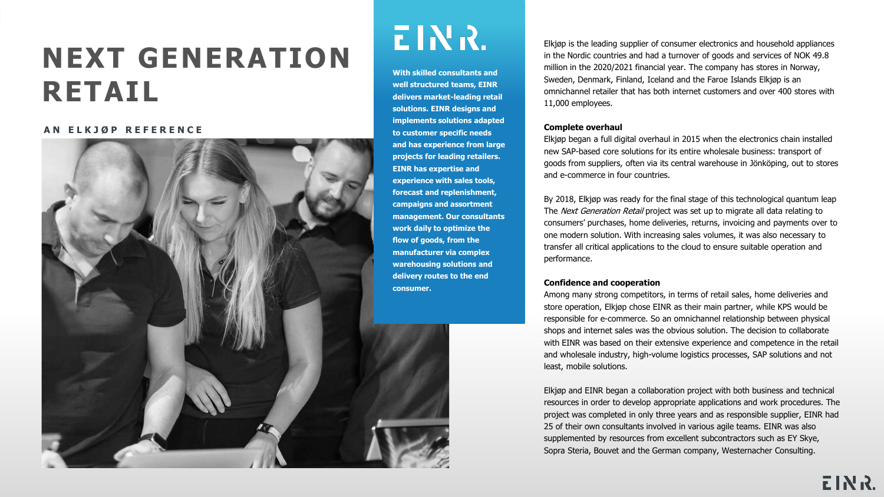# NEXT GENERATION RETAIL

**AN ELKJØP REFERENCE**

EINR.

**With skilled consultants and well structured teams, EINR delivers market-leading retail solutions. EINR designs and implements solutions adapted to customer specific needs and has experience from large projects for leading retailers. EINR has expertise and experience with sales tools, forecast and replenishment, campaigns and assortment management. Our consultants work daily to optimize the flow of goods, from the manufacturer via complex warehousing solutions and delivery routes to the end consumer.**

Elkjøp is the leading supplier of consumer electronics and household appliances in the Nordic countries and had a turnover of goods and services of NOK 49.8 million in the 2020/2021 financial year. The company has stores in Norway, Sweden, Denmark, Finland, Iceland and the Faroe Islands Elkjøp is an omnichannel retailer that has both internet customers and over 400 stores with 11,000 employees.

**Complete overhaul**

Elkjøp began a full digital overhaul in 2015 when the electronics chain installed new SAP-based core solutions for its entire wholesale business: transport of goods from suppliers, often via its central warehouse in Jönköping, out to stores and e-commerce in four countries.

By 2018, Elkjøp was ready for the final stage of this technological quantum leap The *Next Generation Retail* project was set up to migrate all data relating to consumers' purchases, home deliveries, returns, invoicing and payments over to one modern solution. With increasing sales volumes, it was also necessary to transfer all critical applications to the cloud to ensure suitable operation and performance.

**Confidence and cooperation**

Among many strong competitors, in terms of retail sales, home deliveries and store operation, Elkjøp chose EINR as their main partner, while KPS would be responsible for e-commerce. So an omnichannel relationship between physical shops and internet sales was the obvious solution. The decision to collaborate with EINR was based on their extensive experience and competence in the retail and wholesale industry, high-volume logistics processes, SAP solutions and not least, mobile solutions.

Elkjøp and EINR began a collaboration project with both business and technical resources in order to develop appropriate applications and work procedures. The project was completed in only three years and as responsible supplier, EINR had 25 of their own consultants involved in various agile teams. EINR was also supplemented by resources from excellent subcontractors such as EY Skye, Sopra Steria, Bouvet and the German company, Westernacher Consulting.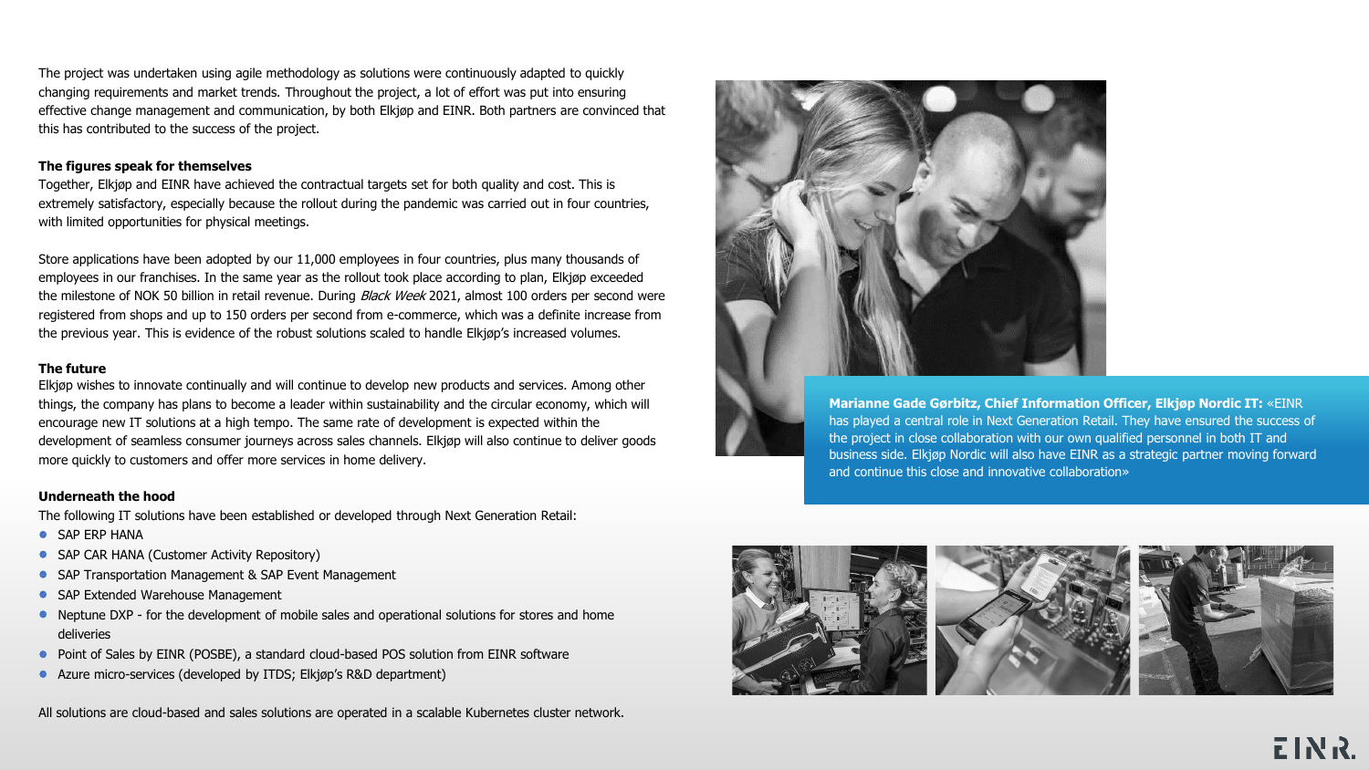The project was undertaken using agile methodology as solutions were continuously adapted to quickly changing requirements and market trends. Throughout the project, a lot of effort was put into ensuring effective change management and communication, by both Elkjøp and EINR. Both partners are convinced that this has contributed to the success of the project.

**The figures speak for themselves**

Together, Elkjøp and EINR have achieved the contractual targets set for both quality and cost. This is extremely satisfactory, especially because the rollout during the pandemic was carried out in four countries, with limited opportunities for physical meetings.

Store applications have been adopted by our 11,000 employees in four countries, plus many thousands of employees in our franchises. In the same year as the rollout took place according to plan, Elkjøp exceeded the milestone of NOK 50 billion in retail revenue. During *Black Week* 2021, almost 100 orders per second were registered from shops and up to 150 orders per second from e-commerce, which was a definite increase from the previous year. This is evidence of the robust solutions scaled to handle Elkjøp's increased volumes.

**The future**

Elkjøp wishes to innovate continually and will continue to develop new products and services. Among other things, the company has plans to become a leader within sustainability and the circular economy, which will encourage new IT solutions at a high tempo. The same rate of development is expected within the development of seamless consumer journeys across sales channels. Elkjøp will also continue to deliver goods more quickly to customers and offer more services in home delivery.

**Underneath the hood**

The following IT solutions have been established or developed through Next Generation Retail:

- SAP ERP HANA
- SAP CAR HANA (Customer Activity Repository)
- SAP Transportation Management & SAP Event Management
- SAP Extended Warehouse Management
- Neptune DXP - for the development of mobile sales and operational solutions for stores and home deliveries
- Point of Sales by EINR (POSBE), a standard cloud-based POS solution from EINR software
- Azure micro-services (developed by ITDS; Elkjøp's R&D department)

All solutions are cloud-based and sales solutions are operated in a scalable Kubernetes cluster network.

**Marianne Gade Gørbitz, Chief Information Officer, Elkjøp Nordic IT:** «EINR has played a central role in Next Generation Retail. They have ensured the success of the project in close collaboration with our own qualified personnel in both IT and business side. Elkjøp Nordic will also have EINR as a strategic partner moving forward and continue this close and innovative collaboration»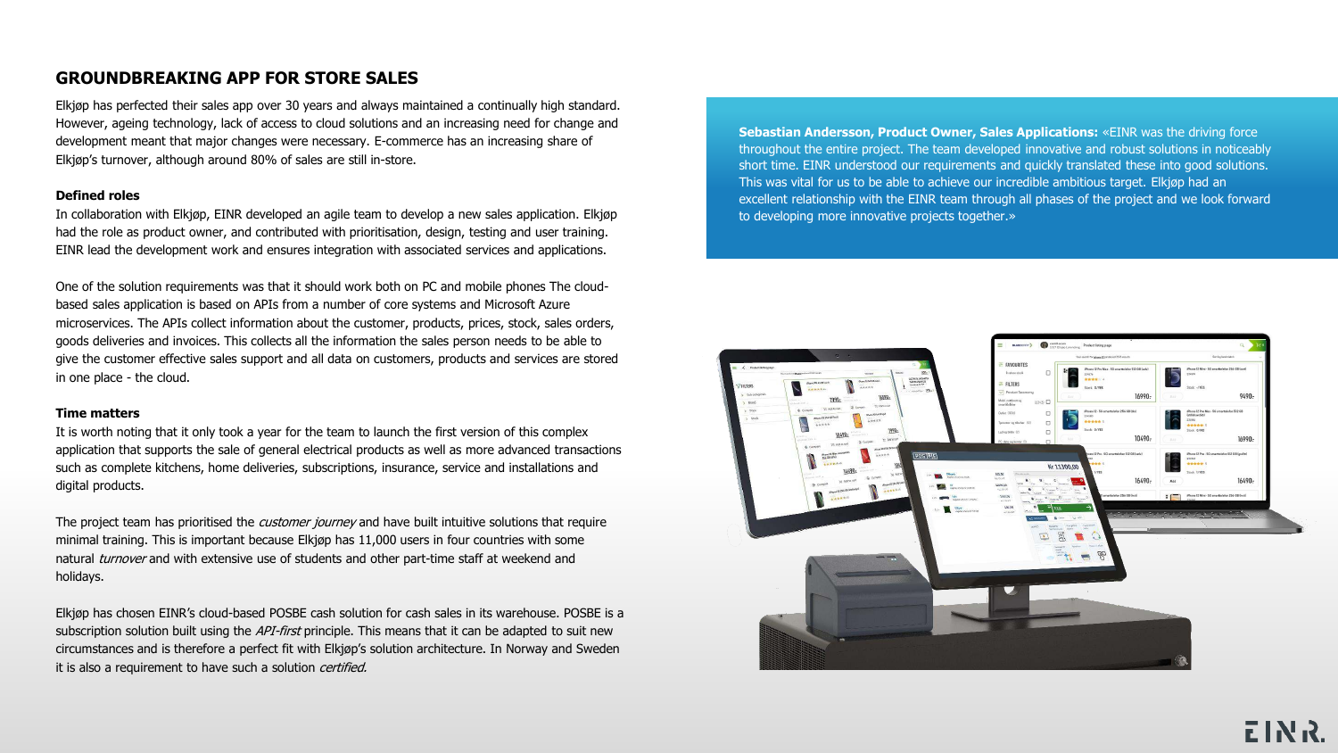## GROUNDBREAKING APP FOR STORE SALES

Elkjøp has perfected their sales app over 30 years and always maintained a continually high standard. However, ageing technology, lack of access to cloud solutions and an increasing need for change and development meant that major changes were necessary. E-commerce has an increasing share of Elkjøp's turnover, although around 80% of sales are still in-store.

**Defined roles**

In collaboration with Elkjøp, EINR developed an agile team to develop a new sales application. Elkjøp had the role as product owner, and contributed with prioritisation, design, testing and user training. EINR lead the development work and ensures integration with associated services and applications.

One of the solution requirements was that it should work both on PC and mobile phones The cloud-based sales application is based on APIs from a number of core systems and Microsoft Azure microservices. The APIs collect information about the customer, products, prices, stock, sales orders, goods deliveries and invoices. This collects all the information the sales person needs to be able to give the customer effective sales support and all data on customers, products and services are stored in one place - the cloud.

**Time matters**

It is worth noting that it only took a year for the team to launch the first version of this complex application that supports the sale of general electrical products as well as more advanced transactions such as complete kitchens, home deliveries, subscriptions, insurance, service and installations and digital products.

The project team has prioritised the *customer journey* and have built intuitive solutions that require minimal training. This is important because Elkjøp has 11,000 users in four countries with some natural *turnover* and with extensive use of students and other part-time staff at weekend and holidays.

Elkjøp has chosen EINR's cloud-based POSBE cash solution for cash sales in its warehouse. POSBE is a subscription solution built using the *API-first* principle. This means that it can be adapted to suit new circumstances and is therefore a perfect fit with Elkjøp's solution architecture. In Norway and Sweden it is also a requirement to have such a solution *certified.*

**Sebastian Andersson, Product Owner, Sales Applications:** «EINR was the driving force throughout the entire project. The team developed innovative and robust solutions in noticeably short time. EINR understood our requirements and quickly translated these into good solutions. This was vital for us to be able to achieve our incredible ambitious target. Elkjøp had an excellent relationship with the EINR team through all phases of the project and we look forward to developing more innovative projects together.»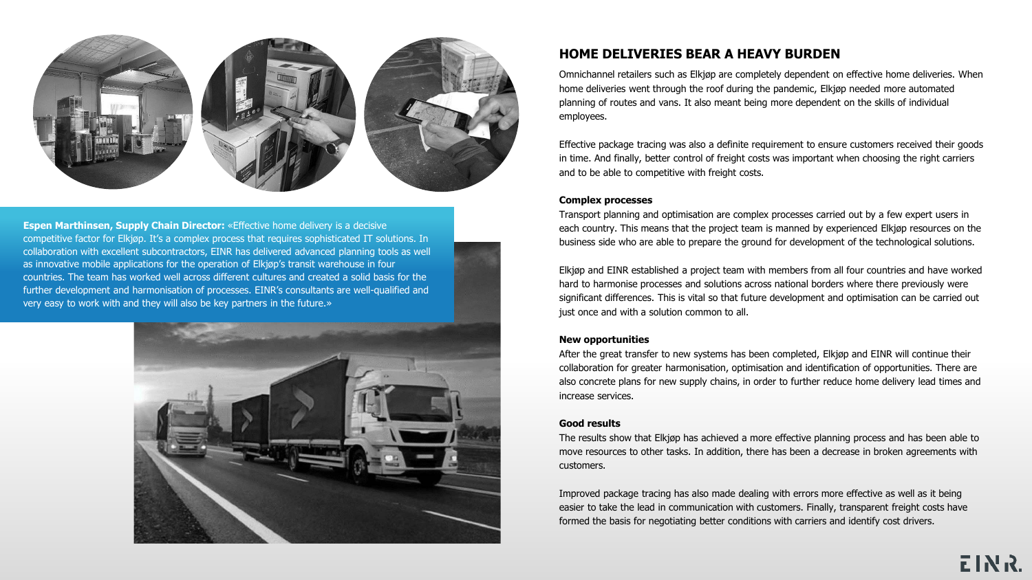**Espen Marthinsen, Supply Chain Director:** «Effective home delivery is a decisive competitive factor for Elkjøp. It's a complex process that requires sophisticated IT solutions. In collaboration with excellent subcontractors, EINR has delivered advanced planning tools as well as innovative mobile applications for the operation of Elkjøp's transit warehouse in four countries. The team has worked well across different cultures and created a solid basis for the further development and harmonisation of processes. EINR's consultants are well-qualified and very easy to work with and they will also be key partners in the future.»

## HOME DELIVERIES BEAR A HEAVY BURDEN

Omnichannel retailers such as Elkjøp are completely dependent on effective home deliveries. When home deliveries went through the roof during the pandemic, Elkjøp needed more automated planning of routes and vans. It also meant being more dependent on the skills of individual employees.

Effective package tracing was also a definite requirement to ensure customers received their goods in time. And finally, better control of freight costs was important when choosing the right carriers and to be able to competitive with freight costs.

**Complex processes**

Transport planning and optimisation are complex processes carried out by a few expert users in each country. This means that the project team is manned by experienced Elkjøp resources on the business side who are able to prepare the ground for development of the technological solutions.

Elkjøp and EINR established a project team with members from all four countries and have worked hard to harmonise processes and solutions across national borders where there previously were significant differences. This is vital so that future development and optimisation can be carried out just once and with a solution common to all.

**New opportunities**

After the great transfer to new systems has been completed, Elkjøp and EINR will continue their collaboration for greater harmonisation, optimisation and identification of opportunities. There are also concrete plans for new supply chains, in order to further reduce home delivery lead times and increase services.

**Good results**

The results show that Elkjøp has achieved a more effective planning process and has been able to move resources to other tasks. In addition, there has been a decrease in broken agreements with customers.

Improved package tracing has also made dealing with errors more effective as well as it being easier to take the lead in communication with customers. Finally, transparent freight costs have formed the basis for negotiating better conditions with carriers and identify cost drivers.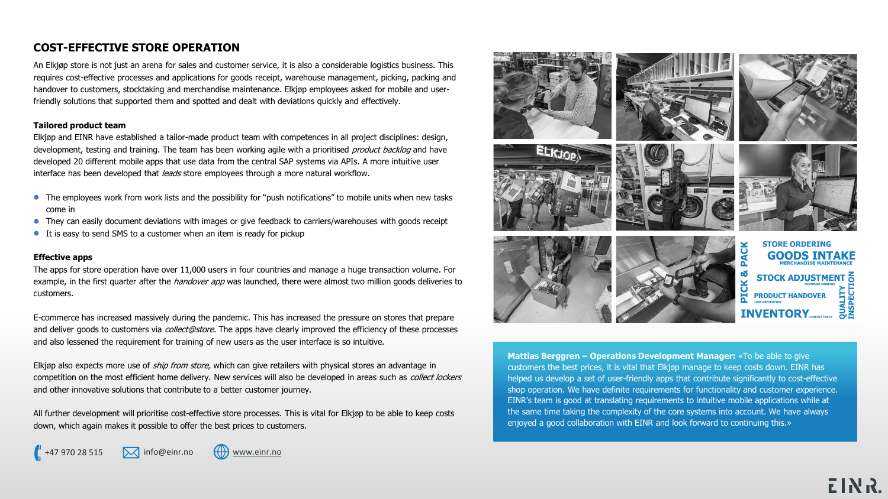## COST-EFFECTIVE STORE OPERATION

An Elkjøp store is not just an arena for sales and customer service, it is also a considerable logistics business. This requires cost-effective processes and applications for goods receipt, warehouse management, picking, packing and handover to customers, stocktaking and merchandise maintenance. Elkjøp employees asked for mobile and user-friendly solutions that supported them and spotted and dealt with deviations quickly and effectively.

**Tailored product team**

Elkjøp and EINR have established a tailor-made product team with competences in all project disciplines: design, development, testing and training. The team has been working agile with a prioritised *product backlog* and have developed 20 different mobile apps that use data from the central SAP systems via APIs. A more intuitive user interface has been developed that *leads* store employees through a more natural workflow.

- The employees work from work lists and the possibility for "push notifications" to mobile units when new tasks come in
- They can easily document deviations with images or give feedback to carriers/warehouses with goods receipt
- It is easy to send SMS to a customer when an item is ready for pickup

**Effective apps**

The apps for store operation have over 11,000 users in four countries and manage a huge transaction volume. For example, in the first quarter after the *handover app* was launched, there were almost two million goods deliveries to customers.

E-commerce has increased massively during the pandemic. This has increased the pressure on stores that prepare and deliver goods to customers via *collect@store.* The apps have clearly improved the efficiency of these processes and also lessened the requirement for training of new users as the user interface is so intuitive.

Elkjøp also expects more use of *ship from store,* which can give retailers with physical stores an advantage in competition on the most efficient home delivery. New services will also be developed in areas such as *collect lockers* and other innovative solutions that contribute to a better customer journey.

All further development will prioritise cost-effective store processes. This is vital for Elkjøp to be able to keep costs down, which again makes it possible to offer the best prices to customers.

+47 970 28 515 info@einr.no www.einr.no

PICK & PACK
STORE ORDERING
GOODS INTAKE
MERCHANDISE MAINTENANCE
STOCK ADJUSTMENT
CUSTOMER MONITOR
PRODUCT HANDOVER
LOSS PREVENTION
INVENTORY
CONTENT CHECK
QUALITY INSPECTION

**Mattias Berggren – Operations Development Manager:** «To be able to give customers the best prices, it is vital that Elkjøp manage to keep costs down. EINR has helped us develop a set of user-friendly apps that contribute significantly to cost-effective shop operation. We have definite requirements for functionality and customer experience. EINR's team is good at translating requirements to intuitive mobile applications while at the same time taking the complexity of the core systems into account. We have always enjoyed a good collaboration with EINR and look forward to continuing this.»